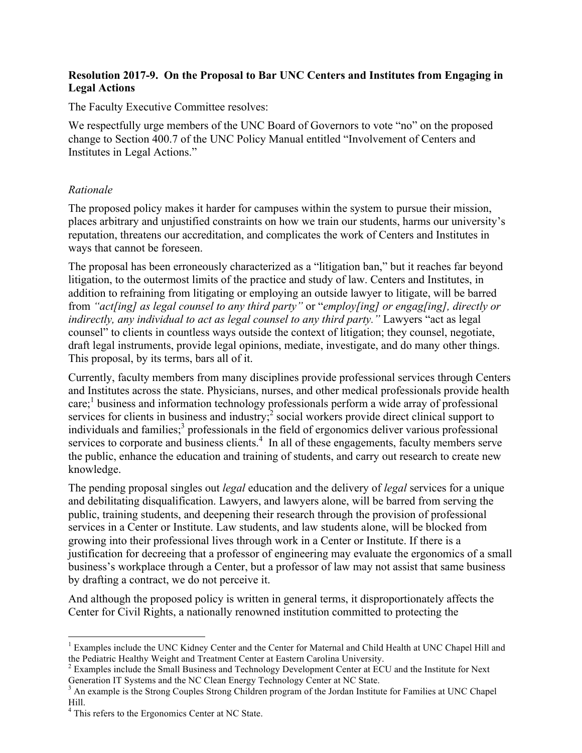**Resolution 2017-9. On the Proposal to Bar UNC Centers and Institutes from Engaging in Legal Actions**

The Faculty Executive Committee resolves:

We respectfully urge members of the UNC Board of Governors to vote "no" on the proposed change to Section 400.7 of the UNC Policy Manual entitled "Involvement of Centers and Institutes in Legal Actions."

*Rationale*

The proposed policy makes it harder for campuses within the system to pursue their mission, places arbitrary and unjustified constraints on how we train our students, harms our university's reputation, threatens our accreditation, and complicates the work of Centers and Institutes in ways that cannot be foreseen.

The proposal has been erroneously characterized as a "litigation ban," but it reaches far beyond litigation, to the outermost limits of the practice and study of law. Centers and Institutes, in addition to refraining from litigating or employing an outside lawyer to litigate, will be barred from *"act[ing] as legal counsel to any third party"* or "*employ[ing] or engag[ing], directly or indirectly, any individual to act as legal counsel to any third party."* Lawyers "act as legal counsel" to clients in countless ways outside the context of litigation; they counsel, negotiate, draft legal instruments, provide legal opinions, mediate, investigate, and do many other things. This proposal, by its terms, bars all of it.

Currently, faculty members from many disciplines provide professional services through Centers and Institutes across the state. Physicians, nurses, and other medical professionals provide health care;[1] business and information technology professionals perform a wide array of professional services for clients in business and industry;[2] social workers provide direct clinical support to individuals and families;[3] professionals in the field of ergonomics deliver various professional services to corporate and business clients.[4] In all of these engagements, faculty members serve the public, enhance the education and training of students, and carry out research to create new knowledge.

The pending proposal singles out *legal* education and the delivery of *legal* services for a unique and debilitating disqualification. Lawyers, and lawyers alone, will be barred from serving the public, training students, and deepening their research through the provision of professional services in a Center or Institute. Law students, and law students alone, will be blocked from growing into their professional lives through work in a Center or Institute. If there is a justification for decreeing that a professor of engineering may evaluate the ergonomics of a small business's workplace through a Center, but a professor of law may not assist that same business by drafting a contract, we do not perceive it.

And although the proposed policy is written in general terms, it disproportionately affects the Center for Civil Rights, a nationally renowned institution committed to protecting the

---

[1] Examples include the UNC Kidney Center and the Center for Maternal and Child Health at UNC Chapel Hill and the Pediatric Healthy Weight and Treatment Center at Eastern Carolina University.

[2] Examples include the Small Business and Technology Development Center at ECU and the Institute for Next Generation IT Systems and the NC Clean Energy Technology Center at NC State.

[3] An example is the Strong Couples Strong Children program of the Jordan Institute for Families at UNC Chapel Hill.

[4] This refers to the Ergonomics Center at NC State.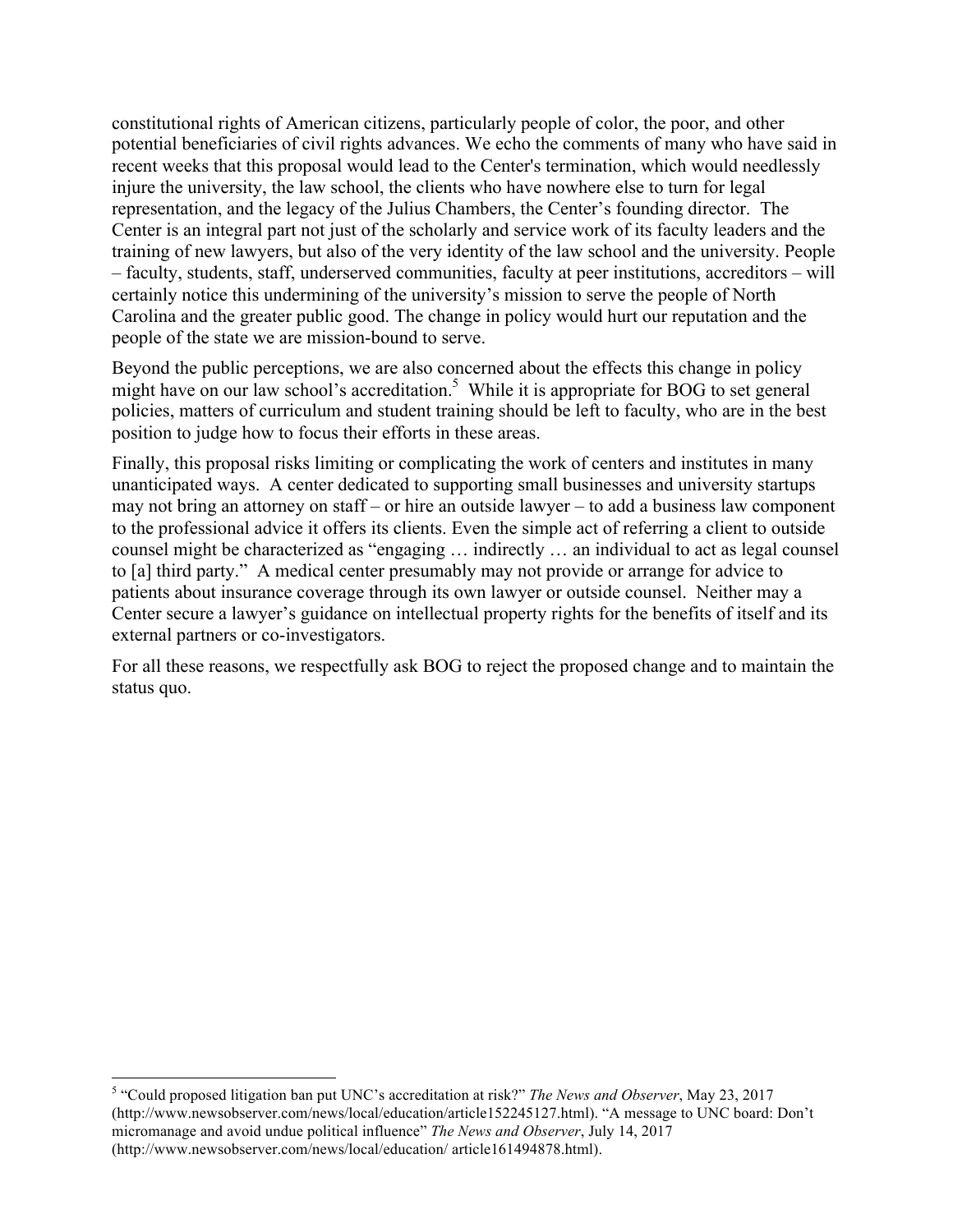constitutional rights of American citizens, particularly people of color, the poor, and other potential beneficiaries of civil rights advances. We echo the comments of many who have said in recent weeks that this proposal would lead to the Center's termination, which would needlessly injure the university, the law school, the clients who have nowhere else to turn for legal representation, and the legacy of the Julius Chambers, the Center's founding director. The Center is an integral part not just of the scholarly and service work of its faculty leaders and the training of new lawyers, but also of the very identity of the law school and the university. People – faculty, students, staff, underserved communities, faculty at peer institutions, accreditors – will certainly notice this undermining of the university's mission to serve the people of North Carolina and the greater public good. The change in policy would hurt our reputation and the people of the state we are mission-bound to serve.

Beyond the public perceptions, we are also concerned about the effects this change in policy might have on our law school's accreditation.[5] While it is appropriate for BOG to set general policies, matters of curriculum and student training should be left to faculty, who are in the best position to judge how to focus their efforts in these areas.

Finally, this proposal risks limiting or complicating the work of centers and institutes in many unanticipated ways. A center dedicated to supporting small businesses and university startups may not bring an attorney on staff – or hire an outside lawyer – to add a business law component to the professional advice it offers its clients. Even the simple act of referring a client to outside counsel might be characterized as "engaging … indirectly … an individual to act as legal counsel to [a] third party." A medical center presumably may not provide or arrange for advice to patients about insurance coverage through its own lawyer or outside counsel. Neither may a Center secure a lawyer's guidance on intellectual property rights for the benefits of itself and its external partners or co-investigators.

For all these reasons, we respectfully ask BOG to reject the proposed change and to maintain the status quo.

---

[5] "Could proposed litigation ban put UNC's accreditation at risk?" *The News and Observer*, May 23, 2017 (http://www.newsobserver.com/news/local/education/article152245127.html). "A message to UNC board: Don't micromanage and avoid undue political influence" *The News and Observer*, July 14, 2017 (http://www.newsobserver.com/news/local/education/ article161494878.html).